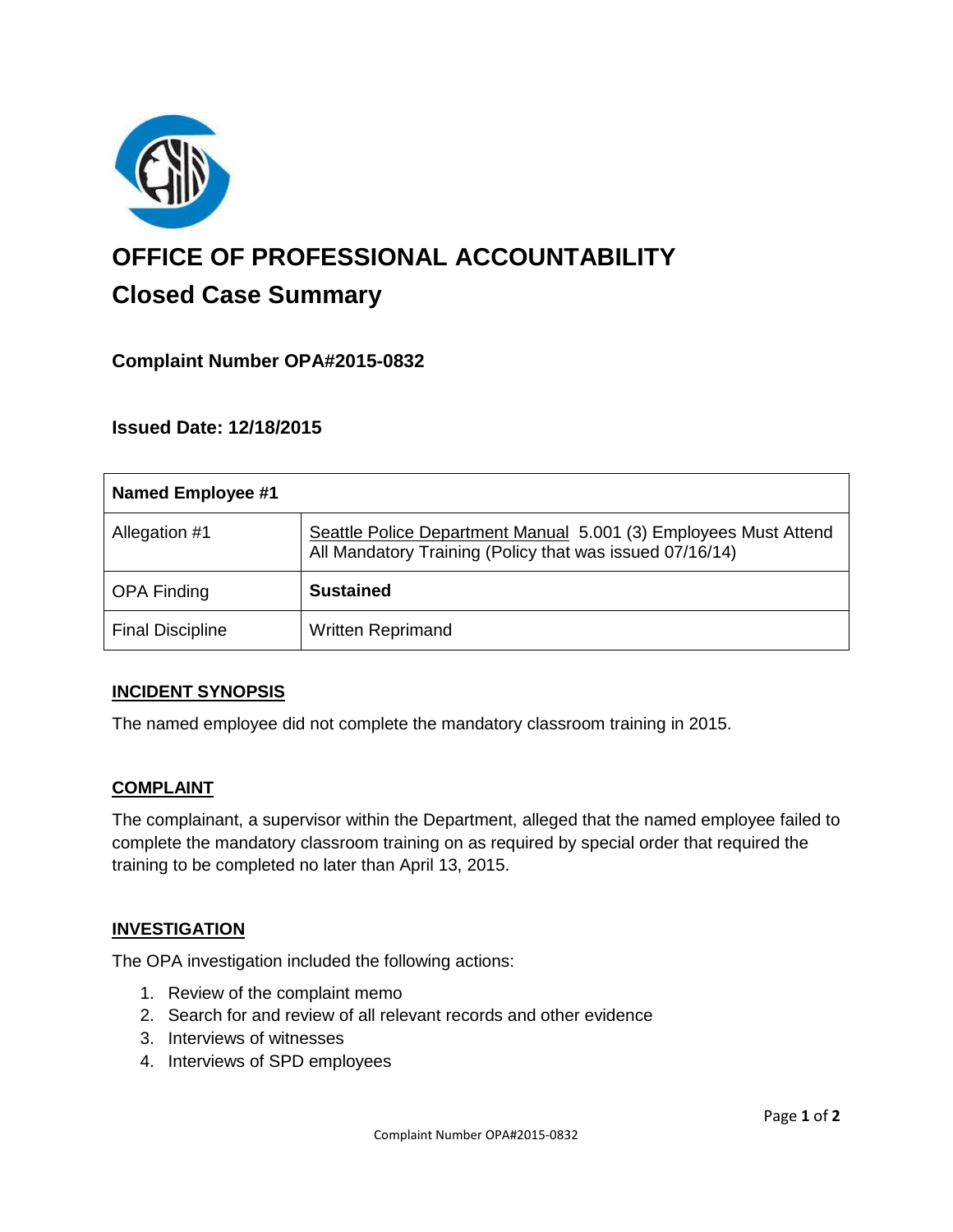# OFFICE OF PROFESSIONAL ACCOUNTABILITY

## Closed Case Summary

### Complaint Number OPA#2015-0832

### Issued Date: 12/18/2015

| Named Employee #1 | |
|---|---|
| Allegation #1 | Seattle Police Department Manual 5.001 (3) Employees Must Attend All Mandatory Training (Policy that was issued 07/16/14) |
| OPA Finding | **Sustained** |
| Final Discipline | Written Reprimand |

**INCIDENT SYNOPSIS**

The named employee did not complete the mandatory classroom training in 2015.

**COMPLAINT**

The complainant, a supervisor within the Department, alleged that the named employee failed to complete the mandatory classroom training on as required by special order that required the training to be completed no later than April 13, 2015.

**INVESTIGATION**

The OPA investigation included the following actions:

1. Review of the complaint memo
2. Search for and review of all relevant records and other evidence
3. Interviews of witnesses
4. Interviews of SPD employees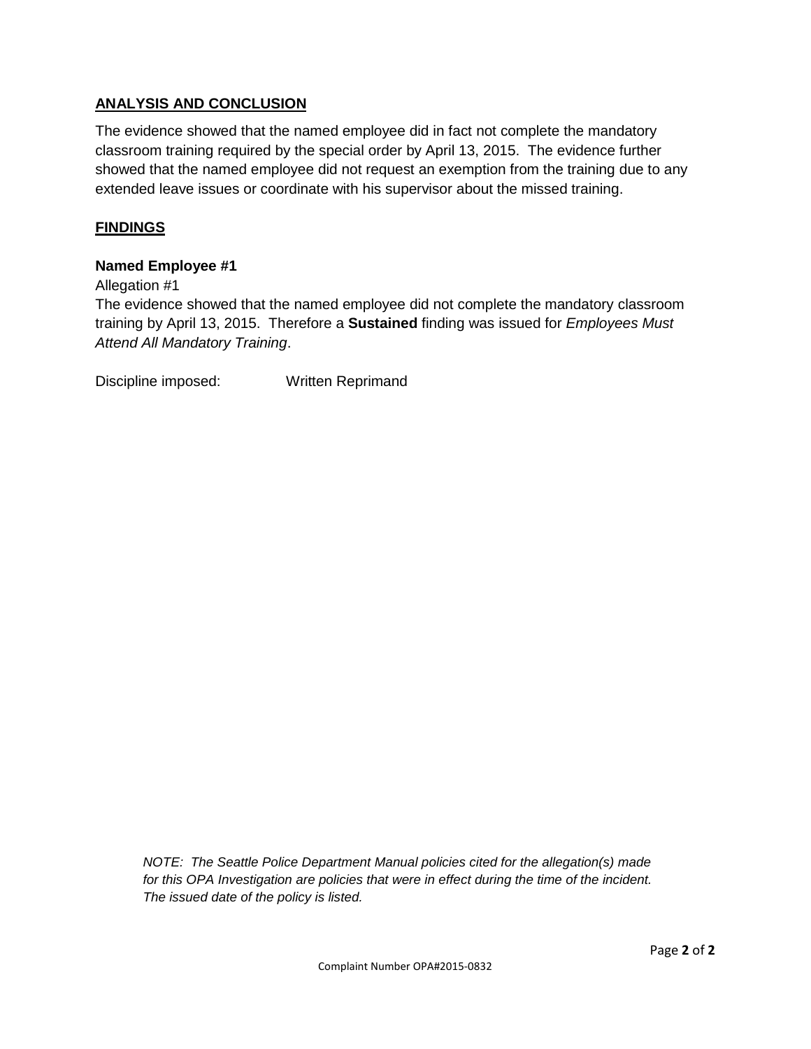## ANALYSIS AND CONCLUSION

The evidence showed that the named employee did in fact not complete the mandatory classroom training required by the special order by April 13, 2015. The evidence further showed that the named employee did not request an exemption from the training due to any extended leave issues or coordinate with his supervisor about the missed training.

## FINDINGS

**Named Employee #1**

Allegation #1

The evidence showed that the named employee did not complete the mandatory classroom training by April 13, 2015. Therefore a **Sustained** finding was issued for *Employees Must Attend All Mandatory Training*.

Discipline imposed: Written Reprimand

*NOTE: The Seattle Police Department Manual policies cited for the allegation(s) made for this OPA Investigation are policies that were in effect during the time of the incident. The issued date of the policy is listed.*

Complaint Number OPA#2015-0832